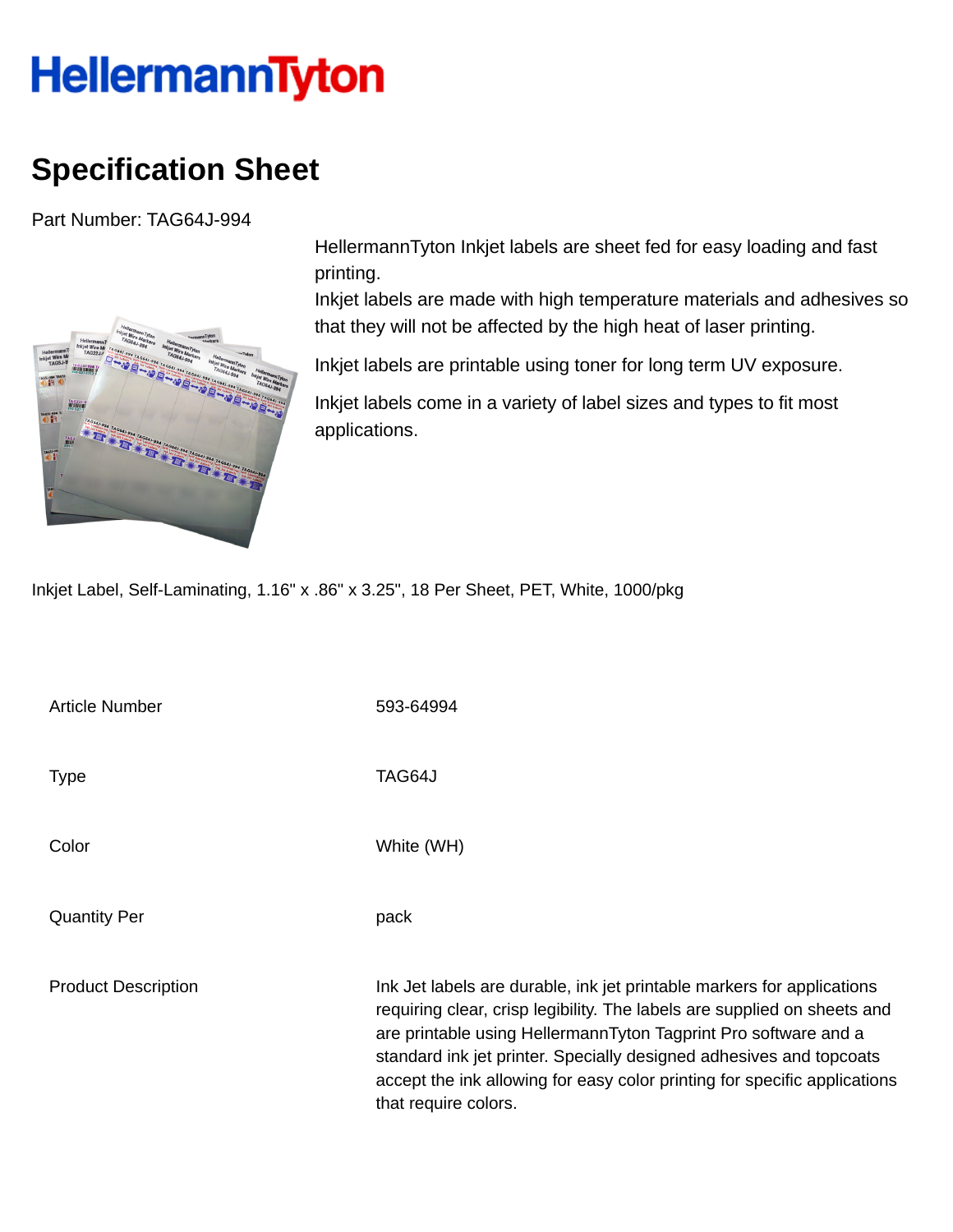# HellermannTyton

## Specification Sheet

Part Number: TAG64J-994

HellermannTyton Inkjet labels are sheet fed for easy loading and fast printing.
Inkjet labels are made with high temperature materials and adhesives so that they will not be affected by the high heat of laser printing.

Inkjet labels are printable using toner for long term UV exposure.

Inkjet labels come in a variety of label sizes and types to fit most applications.

Inkjet Label, Self-Laminating, 1.16" x .86" x 3.25", 18 Per Sheet, PET, White, 1000/pkg

| | |
|---|---|
| Article Number | 593-64994 |
| Type | TAG64J |
| Color | White (WH) |
| Quantity Per | pack |
| Product Description | Ink Jet labels are durable, ink jet printable markers for applications requiring clear, crisp legibility. The labels are supplied on sheets and are printable using HellermannTyton Tagprint Pro software and a standard ink jet printer. Specially designed adhesives and topcoats accept the ink allowing for easy color printing for specific applications that require colors. |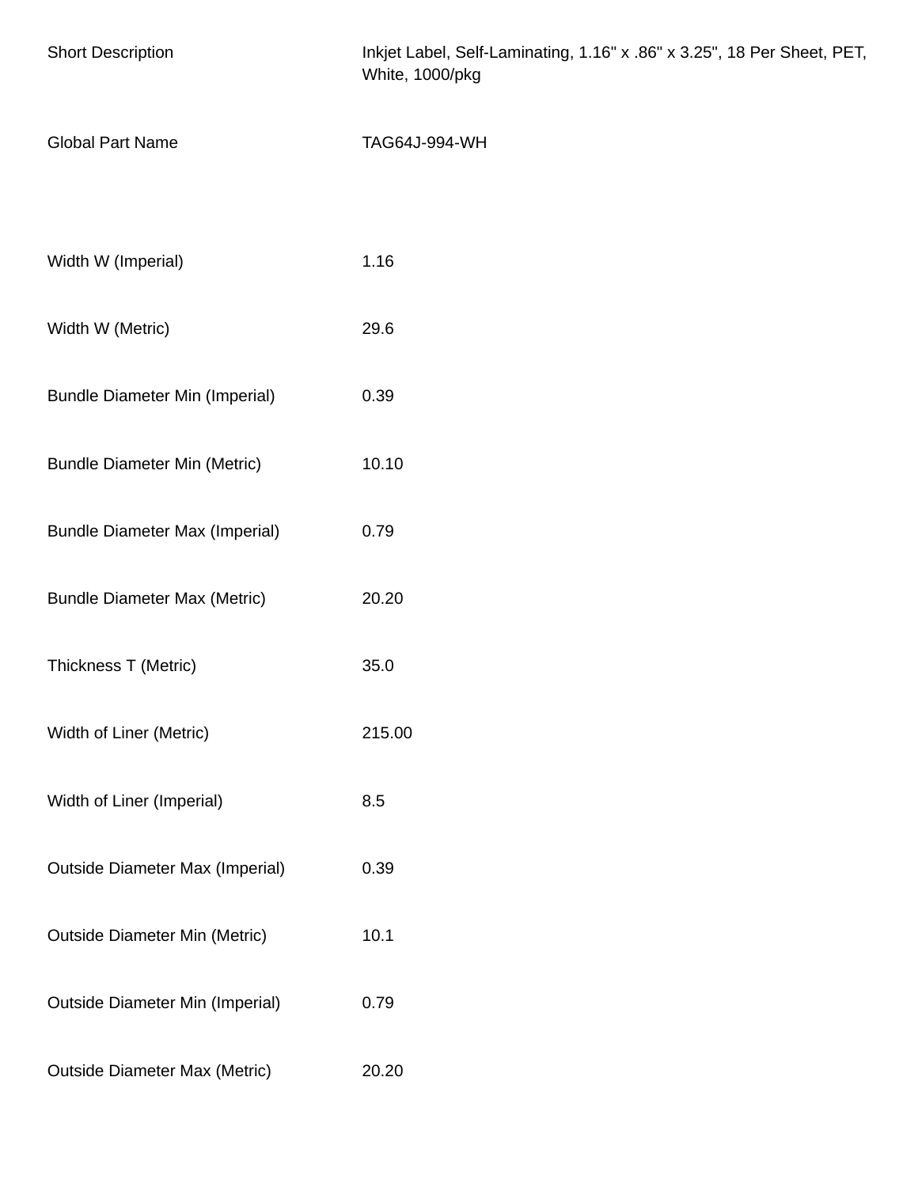| | |
|---|---|
| Short Description | Inkjet Label, Self-Laminating, 1.16" x .86" x 3.25", 18 Per Sheet, PET, White, 1000/pkg |
| Global Part Name | TAG64J-994-WH |
| | |
| Width W (Imperial) | 1.16 |
| Width W (Metric) | 29.6 |
| Bundle Diameter Min (Imperial) | 0.39 |
| Bundle Diameter Min (Metric) | 10.10 |
| Bundle Diameter Max (Imperial) | 0.79 |
| Bundle Diameter Max (Metric) | 20.20 |
| Thickness T (Metric) | 35.0 |
| Width of Liner (Metric) | 215.00 |
| Width of Liner (Imperial) | 8.5 |
| Outside Diameter Max (Imperial) | 0.39 |
| Outside Diameter Min (Metric) | 10.1 |
| Outside Diameter Min (Imperial) | 0.79 |
| Outside Diameter Max (Metric) | 20.20 |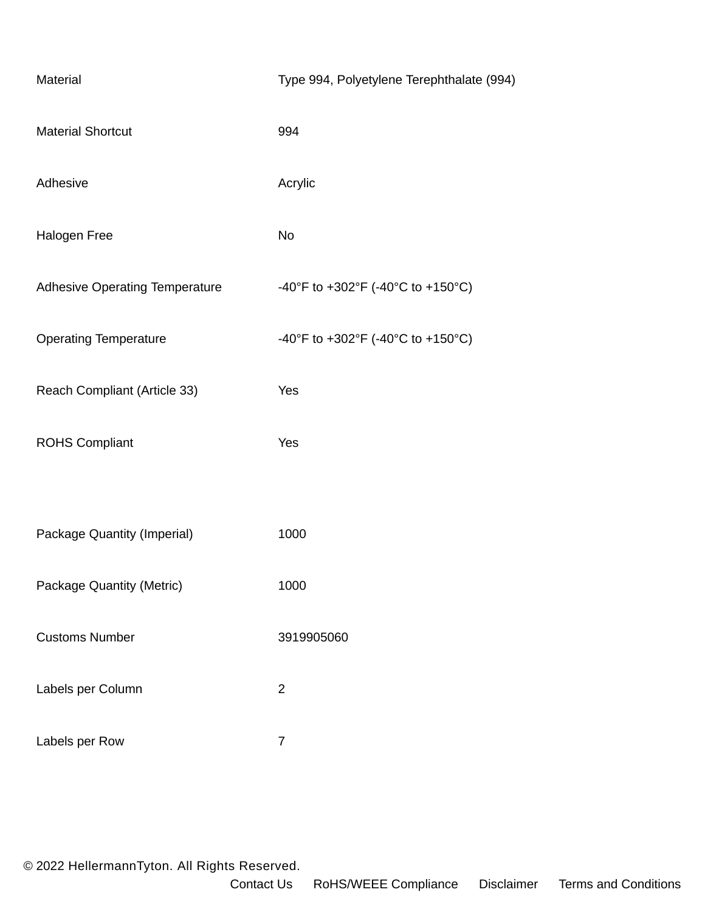| | |
|---|---|
| Material | Type 994, Polyetylene Terephthalate (994) |
| Material Shortcut | 994 |
| Adhesive | Acrylic |
| Halogen Free | No |
| Adhesive Operating Temperature | -40°F to +302°F (-40°C to +150°C) |
| Operating Temperature | -40°F to +302°F (-40°C to +150°C) |
| Reach Compliant (Article 33) | Yes |
| ROHS Compliant | Yes |

| | |
|---|---|
| Package Quantity (Imperial) | 1000 |
| Package Quantity (Metric) | 1000 |
| Customs Number | 3919905060 |
| Labels per Column | 2 |
| Labels per Row | 7 |

© 2022 HellermannTyton. All Rights Reserved.

Contact Us RoHS/WEEE Compliance Disclaimer Terms and Conditions